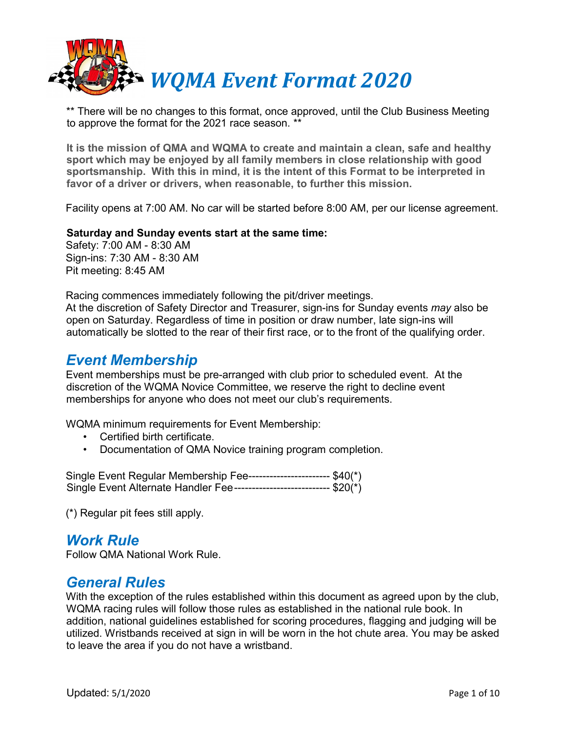# WQMA Event Format 2020

** There will be no changes to this format, once approved, until the Club Business Meeting to approve the format for the 2021 race season. **

**It is the mission of QMA and WQMA to create and maintain a clean, safe and healthy sport which may be enjoyed by all family members in close relationship with good sportsmanship. With this in mind, it is the intent of this Format to be interpreted in favor of a driver or drivers, when reasonable, to further this mission.**

Facility opens at 7:00 AM. No car will be started before 8:00 AM, per our license agreement.

**Saturday and Sunday events start at the same time:**
Safety: 7:00 AM - 8:30 AM
Sign-ins: 7:30 AM - 8:30 AM
Pit meeting: 8:45 AM

Racing commences immediately following the pit/driver meetings.
At the discretion of Safety Director and Treasurer, sign-ins for Sunday events *may* also be open on Saturday. Regardless of time in position or draw number, late sign-ins will automatically be slotted to the rear of their first race, or to the front of the qualifying order.

## Event Membership

Event memberships must be pre-arranged with club prior to scheduled event. At the discretion of the WQMA Novice Committee, we reserve the right to decline event memberships for anyone who does not meet our club's requirements.

WQMA minimum requirements for Event Membership:

- Certified birth certificate.
- Documentation of QMA Novice training program completion.

Single Event Regular Membership Fee----------------------- $40(*)
Single Event Alternate Handler Fee-------------------------- $20(*)

(*) Regular pit fees still apply.

## Work Rule

Follow QMA National Work Rule.

## General Rules

With the exception of the rules established within this document as agreed upon by the club, WQMA racing rules will follow those rules as established in the national rule book. In addition, national guidelines established for scoring procedures, flagging and judging will be utilized. Wristbands received at sign in will be worn in the hot chute area. You may be asked to leave the area if you do not have a wristband.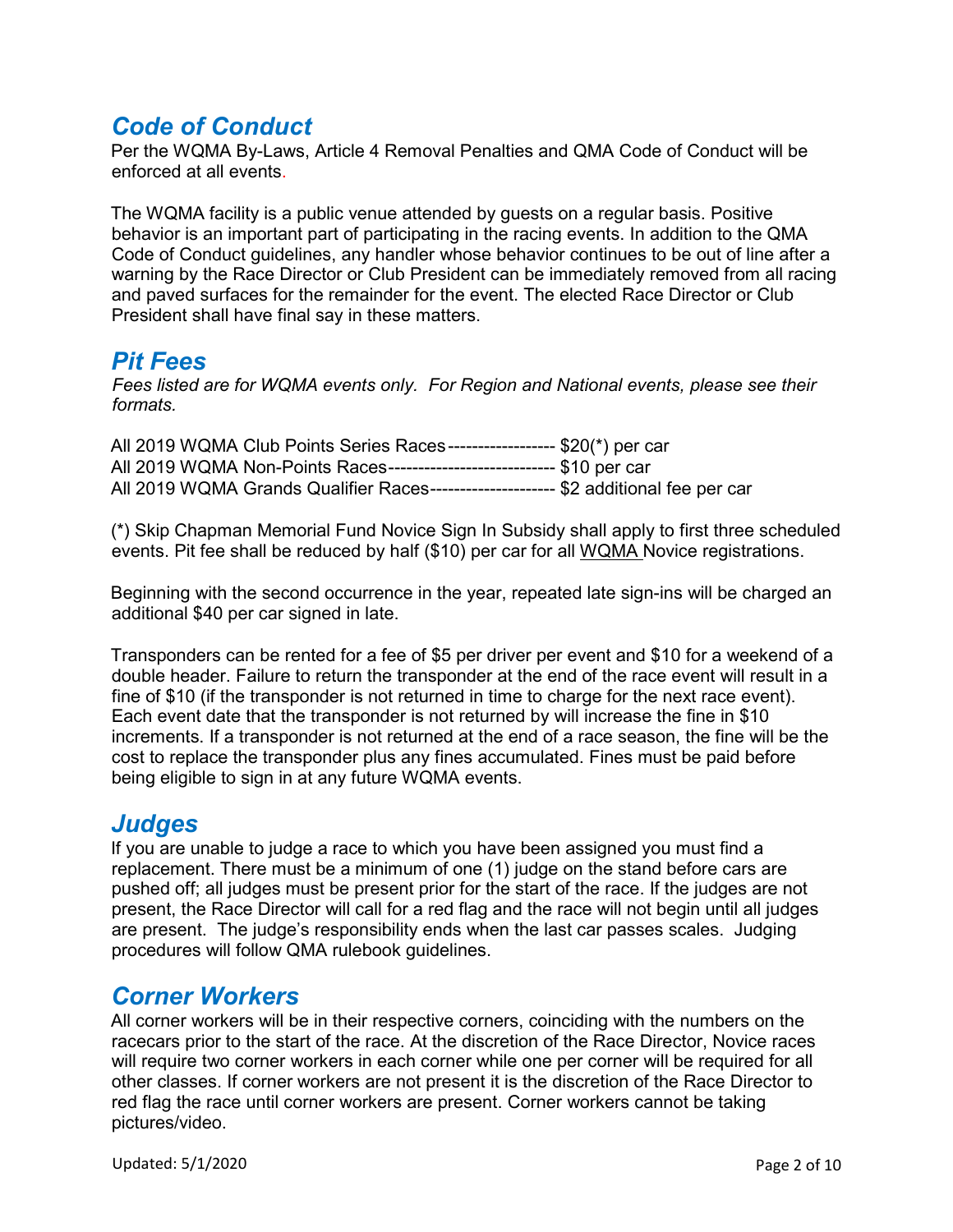## *Code of Conduct*

Per the WQMA By-Laws, Article 4 Removal Penalties and QMA Code of Conduct will be enforced at all events.

The WQMA facility is a public venue attended by guests on a regular basis. Positive behavior is an important part of participating in the racing events. In addition to the QMA Code of Conduct guidelines, any handler whose behavior continues to be out of line after a warning by the Race Director or Club President can be immediately removed from all racing and paved surfaces for the remainder for the event. The elected Race Director or Club President shall have final say in these matters.

## *Pit Fees*

*Fees listed are for WQMA events only. For Region and National events, please see their formats.*

All 2019 WQMA Club Points Series Races------------------ $20(*) per car
All 2019 WQMA Non-Points Races---------------------------- $10 per car
All 2019 WQMA Grands Qualifier Races--------------------- $2 additional fee per car

(*) Skip Chapman Memorial Fund Novice Sign In Subsidy shall apply to first three scheduled events. Pit fee shall be reduced by half ($10) per car for all WQMA Novice registrations.

Beginning with the second occurrence in the year, repeated late sign-ins will be charged an additional $40 per car signed in late.

Transponders can be rented for a fee of $5 per driver per event and $10 for a weekend of a double header. Failure to return the transponder at the end of the race event will result in a fine of $10 (if the transponder is not returned in time to charge for the next race event). Each event date that the transponder is not returned by will increase the fine in $10 increments. If a transponder is not returned at the end of a race season, the fine will be the cost to replace the transponder plus any fines accumulated. Fines must be paid before being eligible to sign in at any future WQMA events.

## *Judges*

If you are unable to judge a race to which you have been assigned you must find a replacement. There must be a minimum of one (1) judge on the stand before cars are pushed off; all judges must be present prior for the start of the race. If the judges are not present, the Race Director will call for a red flag and the race will not begin until all judges are present. The judge's responsibility ends when the last car passes scales. Judging procedures will follow QMA rulebook guidelines.

## *Corner Workers*

All corner workers will be in their respective corners, coinciding with the numbers on the racecars prior to the start of the race. At the discretion of the Race Director, Novice races will require two corner workers in each corner while one per corner will be required for all other classes. If corner workers are not present it is the discretion of the Race Director to red flag the race until corner workers are present. Corner workers cannot be taking pictures/video.

Updated: 5/1/2020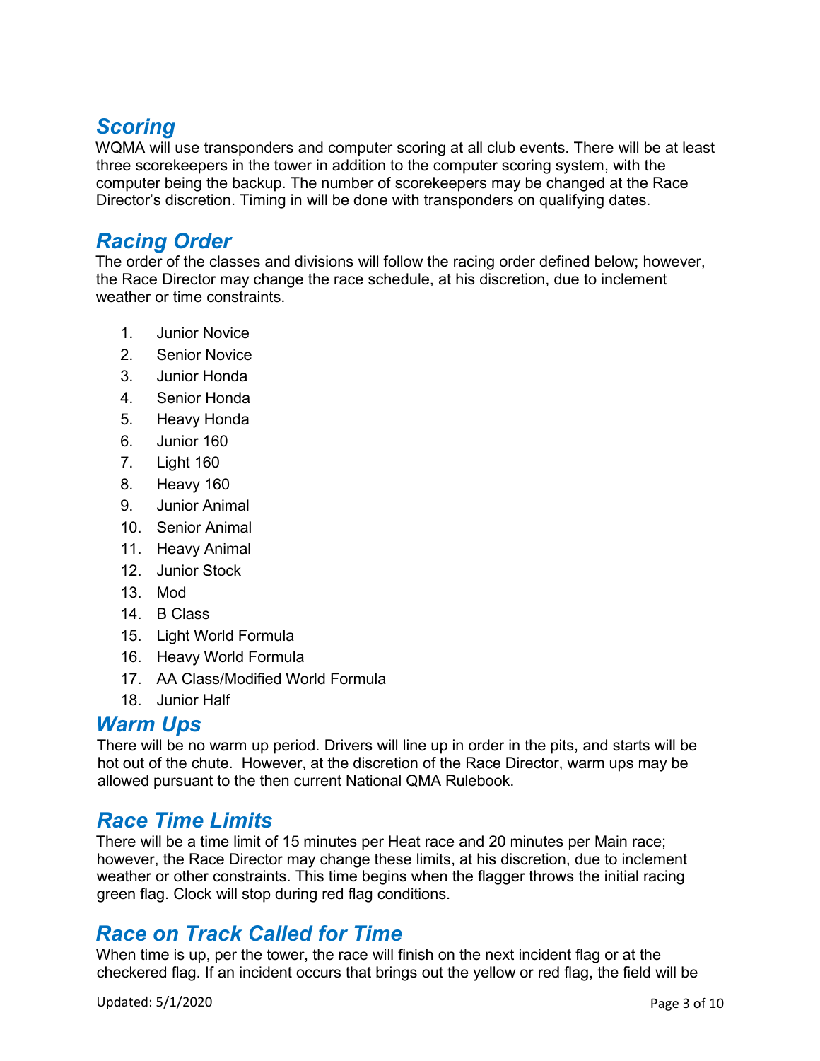## *Scoring*

WQMA will use transponders and computer scoring at all club events. There will be at least three scorekeepers in the tower in addition to the computer scoring system, with the computer being the backup. The number of scorekeepers may be changed at the Race Director's discretion. Timing in will be done with transponders on qualifying dates.

## *Racing Order*

The order of the classes and divisions will follow the racing order defined below; however, the Race Director may change the race schedule, at his discretion, due to inclement weather or time constraints.

1. Junior Novice
2. Senior Novice
3. Junior Honda
4. Senior Honda
5. Heavy Honda
6. Junior 160
7. Light 160
8. Heavy 160
9. Junior Animal
10. Senior Animal
11. Heavy Animal
12. Junior Stock
13. Mod
14. B Class
15. Light World Formula
16. Heavy World Formula
17. AA Class/Modified World Formula
18. Junior Half

## *Warm Ups*

There will be no warm up period. Drivers will line up in order in the pits, and starts will be hot out of the chute. However, at the discretion of the Race Director, warm ups may be allowed pursuant to the then current National QMA Rulebook.

## *Race Time Limits*

There will be a time limit of 15 minutes per Heat race and 20 minutes per Main race; however, the Race Director may change these limits, at his discretion, due to inclement weather or other constraints. This time begins when the flagger throws the initial racing green flag. Clock will stop during red flag conditions.

## *Race on Track Called for Time*

When time is up, per the tower, the race will finish on the next incident flag or at the checkered flag. If an incident occurs that brings out the yellow or red flag, the field will be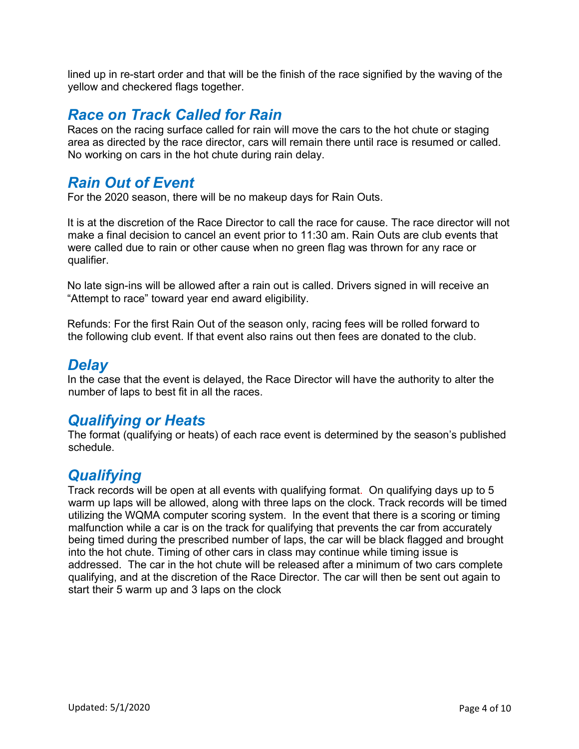lined up in re-start order and that will be the finish of the race signified by the waving of the yellow and checkered flags together.

## *Race on Track Called for Rain*

Races on the racing surface called for rain will move the cars to the hot chute or staging area as directed by the race director, cars will remain there until race is resumed or called. No working on cars in the hot chute during rain delay.

## *Rain Out of Event*

For the 2020 season, there will be no makeup days for Rain Outs.

It is at the discretion of the Race Director to call the race for cause. The race director will not make a final decision to cancel an event prior to 11:30 am. Rain Outs are club events that were called due to rain or other cause when no green flag was thrown for any race or qualifier.

No late sign-ins will be allowed after a rain out is called. Drivers signed in will receive an "Attempt to race" toward year end award eligibility.

Refunds: For the first Rain Out of the season only, racing fees will be rolled forward to the following club event. If that event also rains out then fees are donated to the club.

## *Delay*

In the case that the event is delayed, the Race Director will have the authority to alter the number of laps to best fit in all the races.

## *Qualifying or Heats*

The format (qualifying or heats) of each race event is determined by the season's published schedule.

## *Qualifying*

Track records will be open at all events with qualifying format. On qualifying days up to 5 warm up laps will be allowed, along with three laps on the clock. Track records will be timed utilizing the WQMA computer scoring system. In the event that there is a scoring or timing malfunction while a car is on the track for qualifying that prevents the car from accurately being timed during the prescribed number of laps, the car will be black flagged and brought into the hot chute. Timing of other cars in class may continue while timing issue is addressed. The car in the hot chute will be released after a minimum of two cars complete qualifying, and at the discretion of the Race Director. The car will then be sent out again to start their 5 warm up and 3 laps on the clock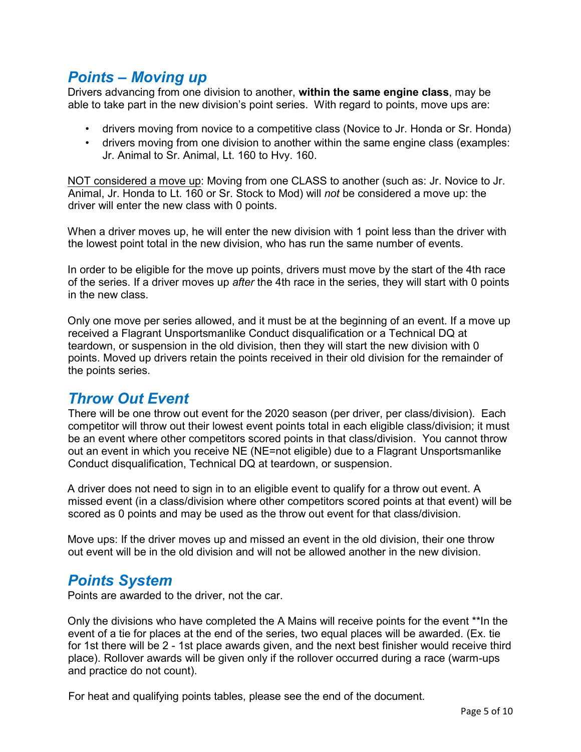## *Points – Moving up*

Drivers advancing from one division to another, **within the same engine class**, may be able to take part in the new division's point series. With regard to points, move ups are:

- drivers moving from novice to a competitive class (Novice to Jr. Honda or Sr. Honda)
- drivers moving from one division to another within the same engine class (examples: Jr. Animal to Sr. Animal, Lt. 160 to Hvy. 160.

<u>NOT considered a move up</u>: Moving from one CLASS to another (such as: Jr. Novice to Jr. Animal, Jr. Honda to Lt. 160 or Sr. Stock to Mod) will *not* be considered a move up: the driver will enter the new class with 0 points.

When a driver moves up, he will enter the new division with 1 point less than the driver with the lowest point total in the new division, who has run the same number of events.

In order to be eligible for the move up points, drivers must move by the start of the 4th race of the series. If a driver moves up *after* the 4th race in the series, they will start with 0 points in the new class.

Only one move per series allowed, and it must be at the beginning of an event. If a move up received a Flagrant Unsportsmanlike Conduct disqualification or a Technical DQ at teardown, or suspension in the old division, then they will start the new division with 0 points. Moved up drivers retain the points received in their old division for the remainder of the points series.

## *Throw Out Event*

There will be one throw out event for the 2020 season (per driver, per class/division). Each competitor will throw out their lowest event points total in each eligible class/division; it must be an event where other competitors scored points in that class/division. You cannot throw out an event in which you receive NE (NE=not eligible) due to a Flagrant Unsportsmanlike Conduct disqualification, Technical DQ at teardown, or suspension.

A driver does not need to sign in to an eligible event to qualify for a throw out event. A missed event (in a class/division where other competitors scored points at that event) will be scored as 0 points and may be used as the throw out event for that class/division.

Move ups: If the driver moves up and missed an event in the old division, their one throw out event will be in the old division and will not be allowed another in the new division.

## *Points System*

Points are awarded to the driver, not the car.

Only the divisions who have completed the A Mains will receive points for the event **In the event of a tie for places at the end of the series, two equal places will be awarded. (Ex. tie for 1st there will be 2 - 1st place awards given, and the next best finisher would receive third place). Rollover awards will be given only if the rollover occurred during a race (warm-ups and practice do not count).

For heat and qualifying points tables, please see the end of the document.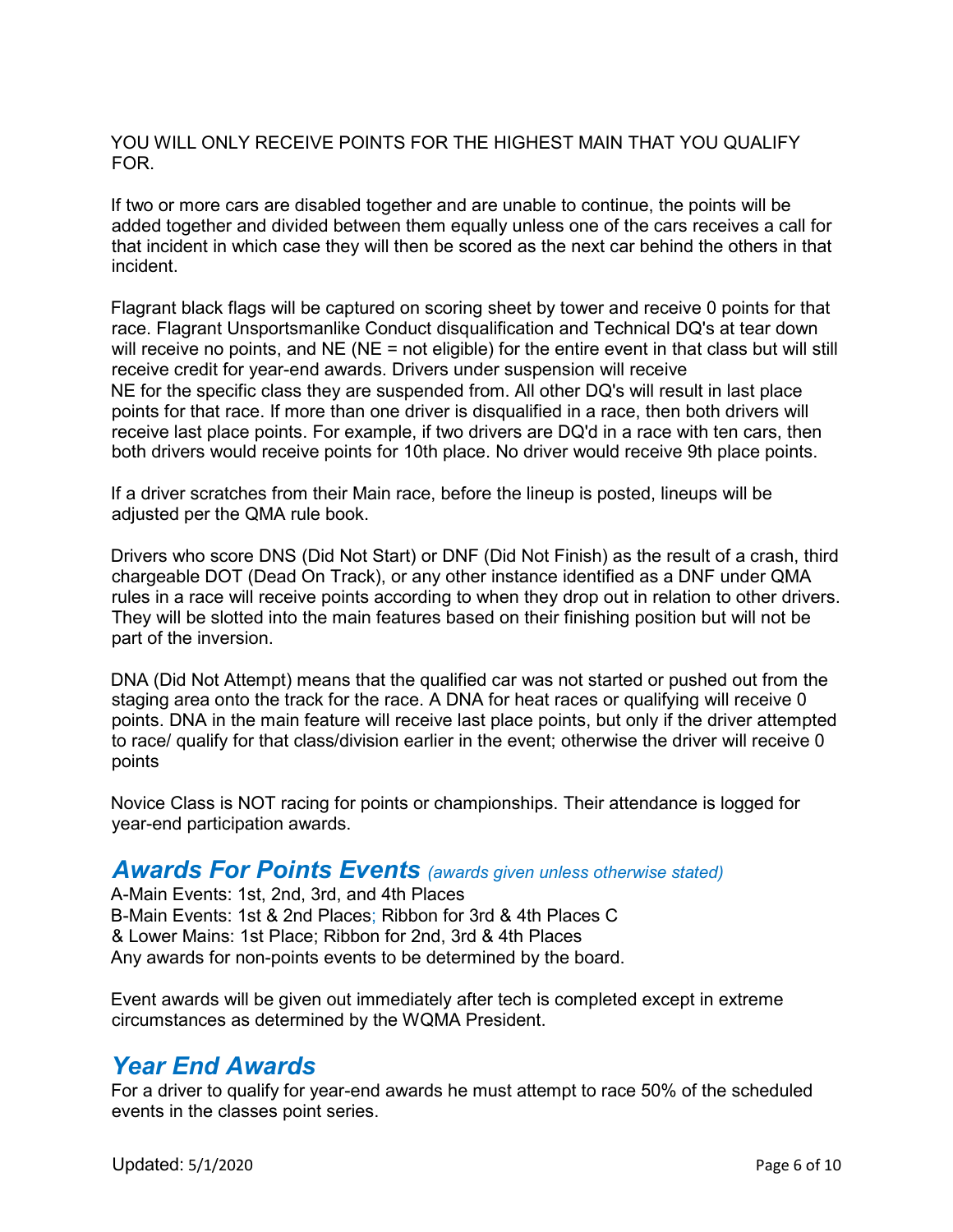YOU WILL ONLY RECEIVE POINTS FOR THE HIGHEST MAIN THAT YOU QUALIFY FOR.

If two or more cars are disabled together and are unable to continue, the points will be added together and divided between them equally unless one of the cars receives a call for that incident in which case they will then be scored as the next car behind the others in that incident.

Flagrant black flags will be captured on scoring sheet by tower and receive 0 points for that race. Flagrant Unsportsmanlike Conduct disqualification and Technical DQ's at tear down will receive no points, and NE (NE = not eligible) for the entire event in that class but will still receive credit for year-end awards. Drivers under suspension will receive NE for the specific class they are suspended from. All other DQ's will result in last place points for that race. If more than one driver is disqualified in a race, then both drivers will receive last place points. For example, if two drivers are DQ'd in a race with ten cars, then both drivers would receive points for 10th place. No driver would receive 9th place points.

If a driver scratches from their Main race, before the lineup is posted, lineups will be adjusted per the QMA rule book.

Drivers who score DNS (Did Not Start) or DNF (Did Not Finish) as the result of a crash, third chargeable DOT (Dead On Track), or any other instance identified as a DNF under QMA rules in a race will receive points according to when they drop out in relation to other drivers. They will be slotted into the main features based on their finishing position but will not be part of the inversion.

DNA (Did Not Attempt) means that the qualified car was not started or pushed out from the staging area onto the track for the race. A DNA for heat races or qualifying will receive 0 points. DNA in the main feature will receive last place points, but only if the driver attempted to race/ qualify for that class/division earlier in the event; otherwise the driver will receive 0 points

Novice Class is NOT racing for points or championships. Their attendance is logged for year-end participation awards.

## *Awards For Points Events* *(awards given unless otherwise stated)*

A-Main Events: 1st, 2nd, 3rd, and 4th Places
B-Main Events: 1st & 2nd Places; Ribbon for 3rd & 4th Places
C & Lower Mains: 1st Place; Ribbon for 2nd, 3rd & 4th Places
Any awards for non-points events to be determined by the board.

Event awards will be given out immediately after tech is completed except in extreme circumstances as determined by the WQMA President.

## *Year End Awards*

For a driver to qualify for year-end awards he must attempt to race 50% of the scheduled events in the classes point series.

Updated: 5/1/2020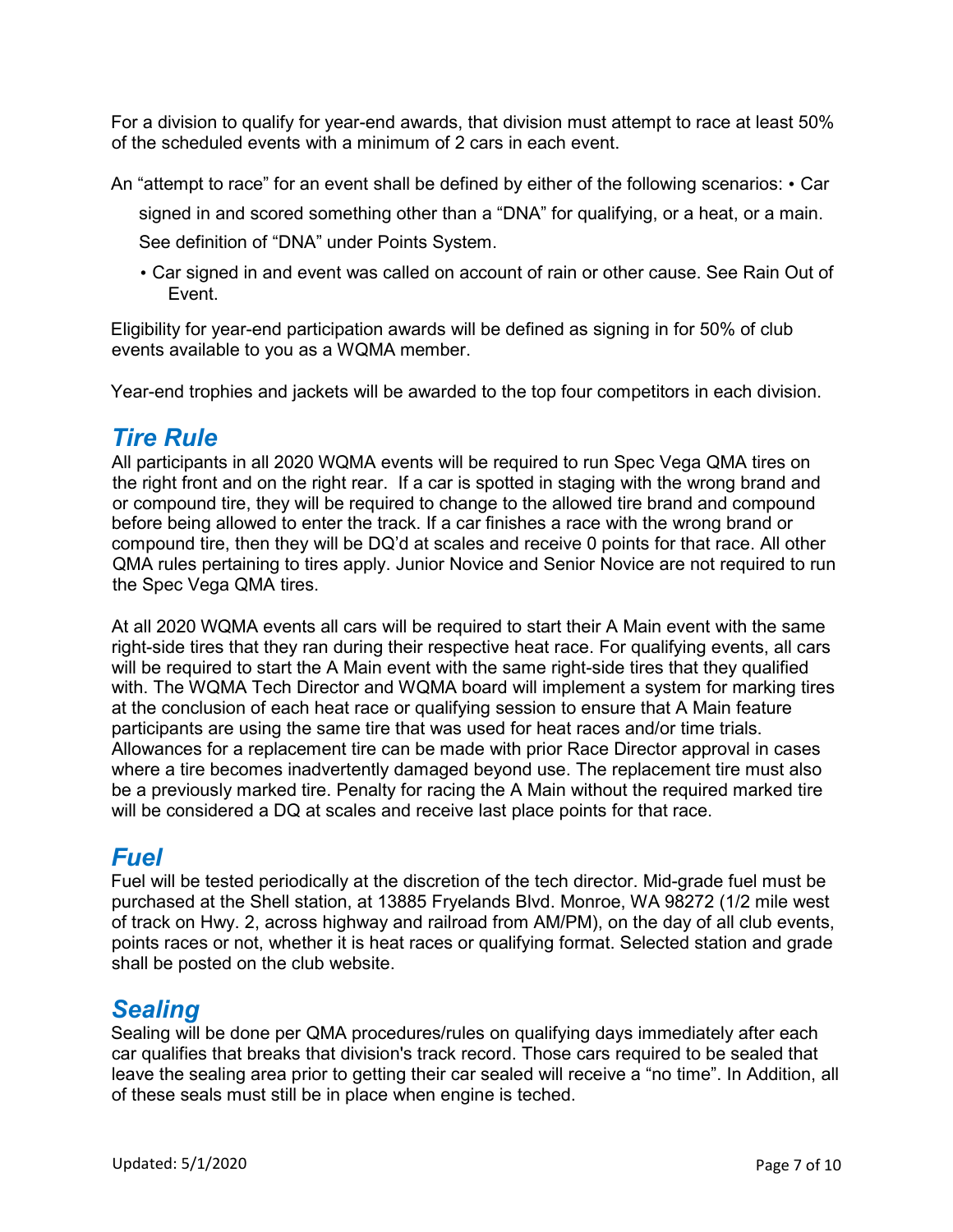For a division to qualify for year-end awards, that division must attempt to race at least 50% of the scheduled events with a minimum of 2 cars in each event.

An "attempt to race" for an event shall be defined by either of the following scenarios:

- Car signed in and scored something other than a "DNA" for qualifying, or a heat, or a main. See definition of "DNA" under Points System.
- Car signed in and event was called on account of rain or other cause. See Rain Out of Event.

Eligibility for year-end participation awards will be defined as signing in for 50% of club events available to you as a WQMA member.

Year-end trophies and jackets will be awarded to the top four competitors in each division.

## *Tire Rule*

All participants in all 2020 WQMA events will be required to run Spec Vega QMA tires on the right front and on the right rear. If a car is spotted in staging with the wrong brand and or compound tire, they will be required to change to the allowed tire brand and compound before being allowed to enter the track. If a car finishes a race with the wrong brand or compound tire, then they will be DQ'd at scales and receive 0 points for that race. All other QMA rules pertaining to tires apply. Junior Novice and Senior Novice are not required to run the Spec Vega QMA tires.

At all 2020 WQMA events all cars will be required to start their A Main event with the same right-side tires that they ran during their respective heat race. For qualifying events, all cars will be required to start the A Main event with the same right-side tires that they qualified with. The WQMA Tech Director and WQMA board will implement a system for marking tires at the conclusion of each heat race or qualifying session to ensure that A Main feature participants are using the same tire that was used for heat races and/or time trials. Allowances for a replacement tire can be made with prior Race Director approval in cases where a tire becomes inadvertently damaged beyond use. The replacement tire must also be a previously marked tire. Penalty for racing the A Main without the required marked tire will be considered a DQ at scales and receive last place points for that race.

## *Fuel*

Fuel will be tested periodically at the discretion of the tech director. Mid-grade fuel must be purchased at the Shell station, at 13885 Fryelands Blvd. Monroe, WA 98272 (1/2 mile west of track on Hwy. 2, across highway and railroad from AM/PM), on the day of all club events, points races or not, whether it is heat races or qualifying format. Selected station and grade shall be posted on the club website.

## *Sealing*

Sealing will be done per QMA procedures/rules on qualifying days immediately after each car qualifies that breaks that division's track record. Those cars required to be sealed that leave the sealing area prior to getting their car sealed will receive a "no time". In Addition, all of these seals must still be in place when engine is teched.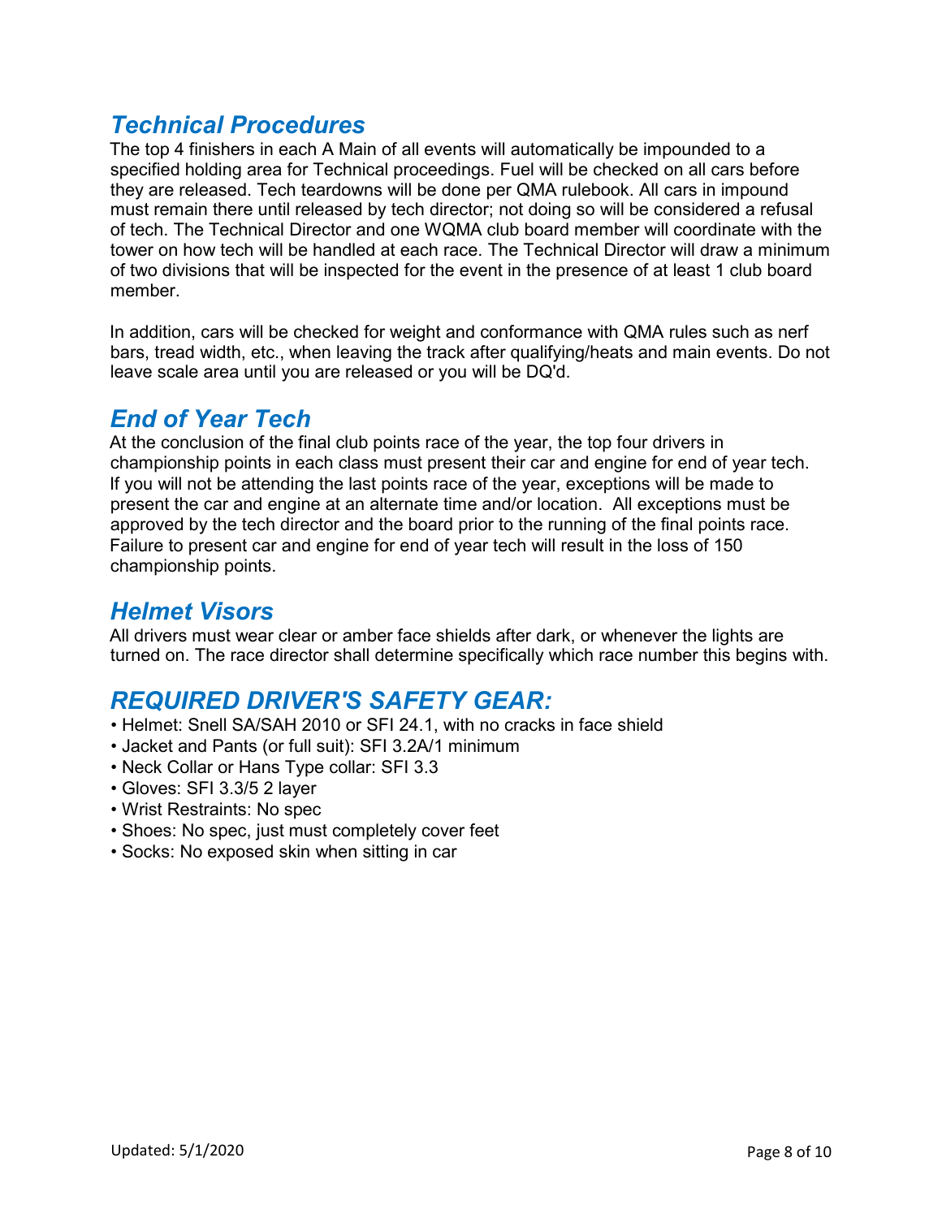## *Technical Procedures*

The top 4 finishers in each A Main of all events will automatically be impounded to a specified holding area for Technical proceedings. Fuel will be checked on all cars before they are released. Tech teardowns will be done per QMA rulebook. All cars in impound must remain there until released by tech director; not doing so will be considered a refusal of tech. The Technical Director and one WQMA club board member will coordinate with the tower on how tech will be handled at each race. The Technical Director will draw a minimum of two divisions that will be inspected for the event in the presence of at least 1 club board member.

In addition, cars will be checked for weight and conformance with QMA rules such as nerf bars, tread width, etc., when leaving the track after qualifying/heats and main events. Do not leave scale area until you are released or you will be DQ'd.

## *End of Year Tech*

At the conclusion of the final club points race of the year, the top four drivers in championship points in each class must present their car and engine for end of year tech. If you will not be attending the last points race of the year, exceptions will be made to present the car and engine at an alternate time and/or location. All exceptions must be approved by the tech director and the board prior to the running of the final points race. Failure to present car and engine for end of year tech will result in the loss of 150 championship points.

## *Helmet Visors*

All drivers must wear clear or amber face shields after dark, or whenever the lights are turned on. The race director shall determine specifically which race number this begins with.

## *REQUIRED DRIVER'S SAFETY GEAR:*

- Helmet: Snell SA/SAH 2010 or SFI 24.1, with no cracks in face shield
- Jacket and Pants (or full suit): SFI 3.2A/1 minimum
- Neck Collar or Hans Type collar: SFI 3.3
- Gloves: SFI 3.3/5 2 layer
- Wrist Restraints: No spec
- Shoes: No spec, just must completely cover feet
- Socks: No exposed skin when sitting in car

Updated: 5/1/2020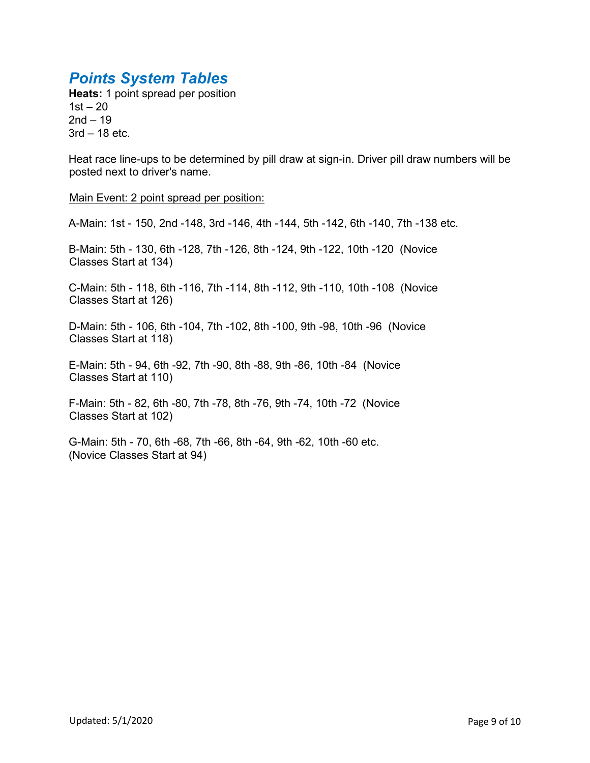## *Points System Tables*

**Heats:** 1 point spread per position
1st – 20
2nd – 19
3rd – 18 etc.

Heat race line-ups to be determined by pill draw at sign-in. Driver pill draw numbers will be posted next to driver's name.

<u>Main Event: 2 point spread per position:</u>

A-Main: 1st - 150, 2nd -148, 3rd -146, 4th -144, 5th -142, 6th -140, 7th -138 etc.

B-Main: 5th - 130, 6th -128, 7th -126, 8th -124, 9th -122, 10th -120 (Novice Classes Start at 134)

C-Main: 5th - 118, 6th -116, 7th -114, 8th -112, 9th -110, 10th -108 (Novice Classes Start at 126)

D-Main: 5th - 106, 6th -104, 7th -102, 8th -100, 9th -98, 10th -96 (Novice Classes Start at 118)

E-Main: 5th - 94, 6th -92, 7th -90, 8th -88, 9th -86, 10th -84 (Novice Classes Start at 110)

F-Main: 5th - 82, 6th -80, 7th -78, 8th -76, 9th -74, 10th -72 (Novice Classes Start at 102)

G-Main: 5th - 70, 6th -68, 7th -66, 8th -64, 9th -62, 10th -60 etc. (Novice Classes Start at 94)

Updated: 5/1/2020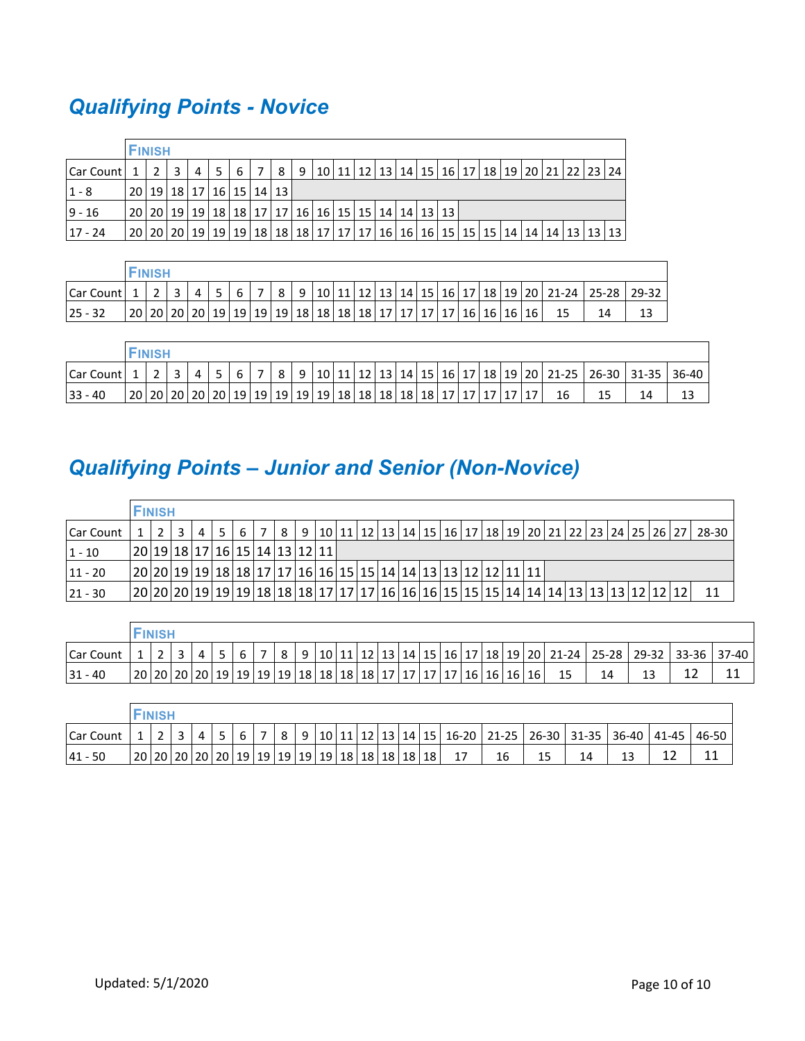## *Qualifying Points - Novice*

| | FINISH | | | | | | | | | | | | | | | | | | | | | | | |
|---|---|---|---|---|---|---|---|---|---|---|---|---|---|---|---|---|---|---|---|---|---|---|---|---|
| Car Count | 1 | 2 | 3 | 4 | 5 | 6 | 7 | 8 | 9 | 10 | 11 | 12 | 13 | 14 | 15 | 16 | 17 | 18 | 19 | 20 | 21 | 22 | 23 | 24 |
| 1 - 8 | 20 | 19 | 18 | 17 | 16 | 15 | 14 | 13 | | | | | | | | | | | | | | | | |
| 9 - 16 | 20 | 20 | 19 | 19 | 18 | 18 | 17 | 17 | 16 | 16 | 15 | 15 | 14 | 14 | 13 | 13 | | | | | | | | |
| 17 - 24 | 20 | 20 | 20 | 19 | 19 | 19 | 18 | 18 | 18 | 17 | 17 | 17 | 16 | 16 | 16 | 15 | 15 | 15 | 14 | 14 | 14 | 13 | 13 | 13 |

| | FINISH | | | | | | | | | | | | | | | | | | | | | | |
|---|---|---|---|---|---|---|---|---|---|---|---|---|---|---|---|---|---|---|---|---|---|---|---|
| Car Count | 1 | 2 | 3 | 4 | 5 | 6 | 7 | 8 | 9 | 10 | 11 | 12 | 13 | 14 | 15 | 16 | 17 | 18 | 19 | 20 | 21-24 | 25-28 | 29-32 |
| 25 - 32 | 20 | 20 | 20 | 20 | 19 | 19 | 19 | 19 | 18 | 18 | 18 | 18 | 17 | 17 | 17 | 17 | 16 | 16 | 16 | 16 | 15 | 14 | 13 |

| | FINISH | | | | | | | | | | | | | | | | | | | | | | | |
|---|---|---|---|---|---|---|---|---|---|---|---|---|---|---|---|---|---|---|---|---|---|---|---|---|
| Car Count | 1 | 2 | 3 | 4 | 5 | 6 | 7 | 8 | 9 | 10 | 11 | 12 | 13 | 14 | 15 | 16 | 17 | 18 | 19 | 20 | 21-25 | 26-30 | 31-35 | 36-40 |
| 33 - 40 | 20 | 20 | 20 | 20 | 20 | 19 | 19 | 19 | 19 | 19 | 18 | 18 | 18 | 18 | 18 | 17 | 17 | 17 | 17 | 17 | 16 | 15 | 14 | 13 |

## *Qualifying Points – Junior and Senior (Non-Novice)*

| | FINISH | | | | | | | | | | | | | | | | | | | | | | | | | | | |
|---|---|---|---|---|---|---|---|---|---|---|---|---|---|---|---|---|---|---|---|---|---|---|---|---|---|---|---|---|
| Car Count | 1 | 2 | 3 | 4 | 5 | 6 | 7 | 8 | 9 | 10 | 11 | 12 | 13 | 14 | 15 | 16 | 17 | 18 | 19 | 20 | 21 | 22 | 23 | 24 | 25 | 26 | 27 | 28-30 |
| 1 - 10 | 20 | 19 | 18 | 17 | 16 | 15 | 14 | 13 | 12 | 11 | | | | | | | | | | | | | | | | | | |
| 11 - 20 | 20 | 20 | 19 | 19 | 18 | 18 | 17 | 17 | 16 | 16 | 15 | 15 | 14 | 14 | 13 | 13 | 12 | 12 | 11 | 11 | | | | | | | | |
| 21 - 30 | 20 | 20 | 20 | 19 | 19 | 19 | 18 | 18 | 18 | 17 | 17 | 17 | 16 | 16 | 16 | 15 | 15 | 15 | 14 | 14 | 14 | 13 | 13 | 13 | 12 | 12 | 12 | 11 |

| | FINISH | | | | | | | | | | | | | | | | | | | | | | | | |
|---|---|---|---|---|---|---|---|---|---|---|---|---|---|---|---|---|---|---|---|---|---|---|---|---|---|
| Car Count | 1 | 2 | 3 | 4 | 5 | 6 | 7 | 8 | 9 | 10 | 11 | 12 | 13 | 14 | 15 | 16 | 17 | 18 | 19 | 20 | 21-24 | 25-28 | 29-32 | 33-36 | 37-40 |
| 31 - 40 | 20 | 20 | 20 | 20 | 19 | 19 | 19 | 19 | 18 | 18 | 18 | 18 | 17 | 17 | 17 | 17 | 16 | 16 | 16 | 16 | 15 | 14 | 13 | 12 | 11 |

| | FINISH | | | | | | | | | | | | | | | | | | | | | |
|---|---|---|---|---|---|---|---|---|---|---|---|---|---|---|---|---|---|---|---|---|---|---|
| Car Count | 1 | 2 | 3 | 4 | 5 | 6 | 7 | 8 | 9 | 10 | 11 | 12 | 13 | 14 | 15 | 16-20 | 21-25 | 26-30 | 31-35 | 36-40 | 41-45 | 46-50 |
| 41 - 50 | 20 | 20 | 20 | 20 | 20 | 19 | 19 | 19 | 19 | 19 | 18 | 18 | 18 | 18 | 18 | 17 | 16 | 15 | 14 | 13 | 12 | 11 |

Updated: 5/1/2020